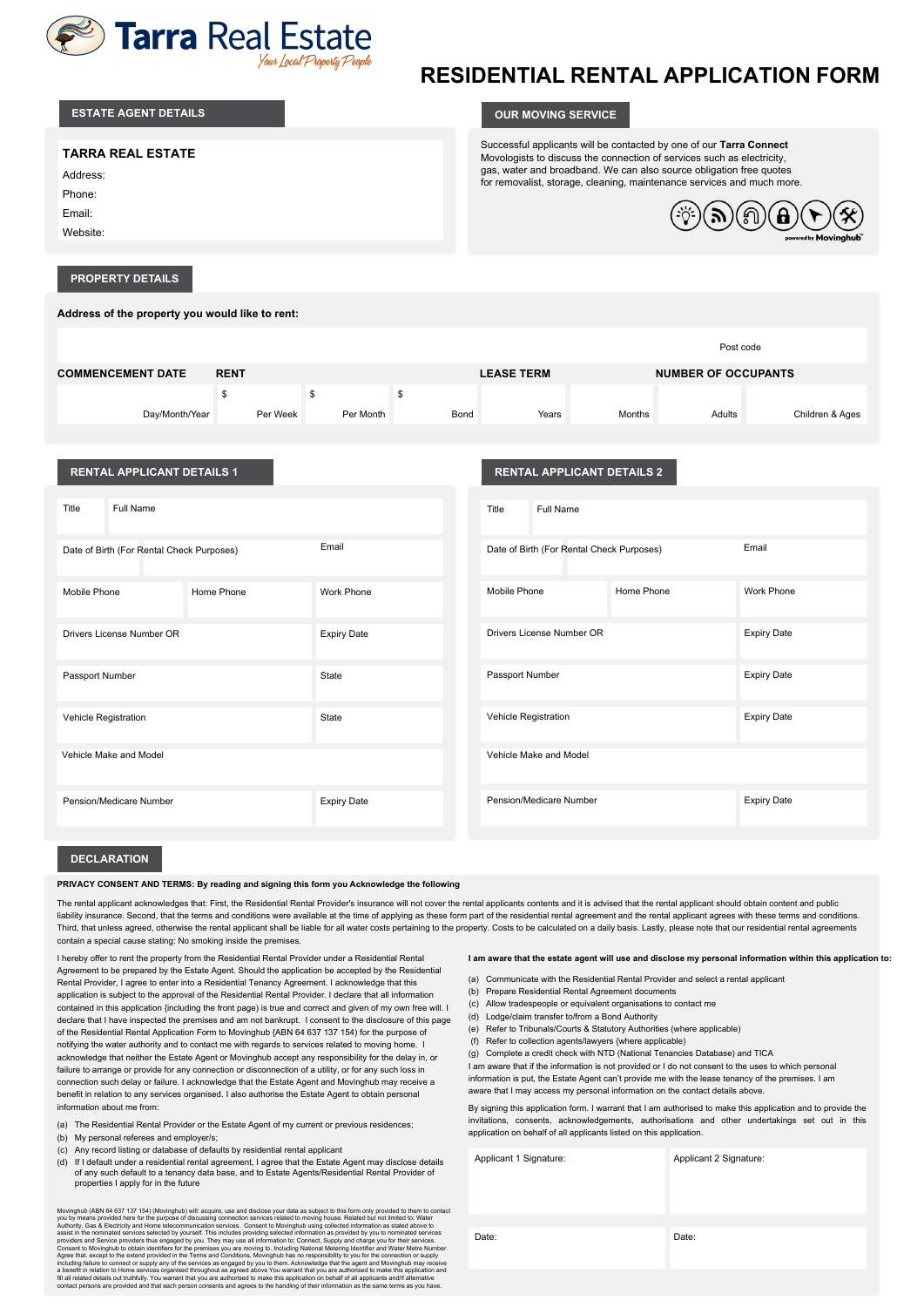# Tarra Real Estate

*Your Local Property People*

# RESIDENTIAL RENTAL APPLICATION FORM

## ESTATE AGENT DETAILS

**TARRA REAL ESTATE**

Address:

Phone:

Email:

Website:

## OUR MOVING SERVICE

Successful applicants will be contacted by one of our **Tarra Connect** Movologists to discuss the connection of services such as electricity, gas, water and broadband. We can also source obligation free quotes for removalist, storage, cleaning, maintenance services and much more.

powered by Movinghub

## PROPERTY DETAILS

**Address of the property you would like to rent:**

Post code

| COMMENCEMENT DATE | RENT | | | LEASE TERM | | NUMBER OF OCCUPANTS | |
|---|---|---|---|---|---|---|---|
| Day/Month/Year | $ Per Week | $ Per Month | $ Bond | Years | Months | Adults | Children & Ages |

## RENTAL APPLICANT DETAILS 1

| | |
|---|---|
| Title | Full Name |
| Date of Birth (For Rental Check Purposes) | Email |
| Mobile Phone / Home Phone | Work Phone |
| Drivers License Number OR | Expiry Date |
| Passport Number | State |
| Vehicle Registration | State |
| Vehicle Make and Model | |
| Pension/Medicare Number | Expiry Date |

## RENTAL APPLICANT DETAILS 2

| | |
|---|---|
| Title | Full Name |
| Date of Birth (For Rental Check Purposes) | Email |
| Mobile Phone / Home Phone | Work Phone |
| Drivers License Number OR | Expiry Date |
| Passport Number | Expiry Date |
| Vehicle Registration | Expiry Date |
| Vehicle Make and Model | |
| Pension/Medicare Number | Expiry Date |

## DECLARATION

**PRIVACY CONSENT AND TERMS: By reading and signing this form you Acknowledge the following**

The rental applicant acknowledges that: First, the Residential Rental Provider's insurance will not cover the rental applicants contents and it is advised that the rental applicant should obtain content and public liability insurance. Second, that the terms and conditions were available at the time of applying as these form part of the residential rental agreement and the rental applicant agrees with these terms and conditions. Third, that unless agreed, otherwise the rental applicant shall be liable for all water costs pertaining to the property. Costs to be calculated on a daily basis. Lastly, please note that our residential rental agreements contain a special cause stating: No smoking inside the premises.

I hereby offer to rent the property from the Residential Rental Provider under a Residential Rental Agreement to be prepared by the Estate Agent. Should the application be accepted by the Residential Rental Provider, I agree to enter into a Residential Tenancy Agreement. I acknowledge that this application is subject to the approval of the Residential Rental Provider. I declare that all information contained in this application {including the front page) is true and correct and given of my own free will. I declare that I have inspected the premises and am not bankrupt. I consent to the disclosure of this page of the Residential Rental Application Form to Movinghub {ABN 64 637 137 154) for the purpose of notifying the water authority and to contact me with regards to services related to moving home. I acknowledge that neither the Estate Agent or Movinghub accept any responsibility for the delay in, or failure to arrange or provide for any connection or disconnection of a utility, or for any such loss in connection such delay or failure. I acknowledge that the Estate Agent and Movinghub may receive a benefit in relation to any services organised. I also authorise the Estate Agent to obtain personal information about me from:

(a) The Residential Rental Provider or the Estate Agent of my current or previous residences;
(b) My personal referees and employer/s;
(c) Any record listing or database of defaults by residential rental applicant
(d) If I default under a residential rental agreement, I agree that the Estate Agent may disclose details of any such default to a tenancy data base, and to Estate Agents/Residential Rental Provider of properties I apply for in the future

Movinghub (ABN 64 637 137 154) (Movinghub) will: acquire, use and disclose your data as subject to this form only provided to them to contact you by means provided here for the purpose of discussing connection services related to moving house. Related but not limited to; Water Authority, Gas & Electricity and Home telecommunication services. Consent to Movinghub using collected information as stated above to assist in the nominated services selected by yourself. This includes providing selected information as provided by you to nominated services providers and Service providers thus engaged by you. They may use all information to; Connect, Supply and charge you for their services. Consent to Movinghub to obtain identifiers for the premises you are moving to. Including National Metering Identifier and Water Metre Number. Agree that, except to the extend provided in the Terms and Conditions, Movinghub has no responsibility to you for the connection or supply including failure to connect or supply any of the services as engaged by you to them. Acknowledge that the agent and Movinghub may receive a benefit in relation to Home services organised throughout as agreed above You warrant that you are authorised to make this application on behalf of all applicants and/if alternative fill all related details out truthfully. You warrant that you are authorised to make this application on behalf of all applicants and/if alternative contact persons are provided and that each person consents and agrees to the handling of their information as the same terms as you have.

**I am aware that the estate agent will use and disclose my personal information within this application to:**

(a) Communicate with the Residential Rental Provider and select a rental applicant
(b) Prepare Residential Rental Agreement documents
(c) Allow tradespeople or equivalent organisations to contact me
(d) Lodge/claim transfer to/from a Bond Authority
(e) Refer to Tribunals/Courts & Statutory Authorities (where applicable)
(f) Refer to collection agents/lawyers (where applicable)
(g) Complete a credit check with NTD (National Tenancies Database) and TICA

I am aware that if the information is not provided or I do not consent to the uses to which personal information is put, the Estate Agent can't provide me with the lease tenancy of the premises. I am aware that I may access my personal information on the contact details above.

By signing this application form. I warrant that I am authorised to make this application and to provide the invitations, consents, acknowledgements, authorisations and other undertakings set out in this application on behalf of all applicants listed on this application.

| Applicant 1 Signature: | Applicant 2 Signature: |
|---|---|
| Date: | Date: |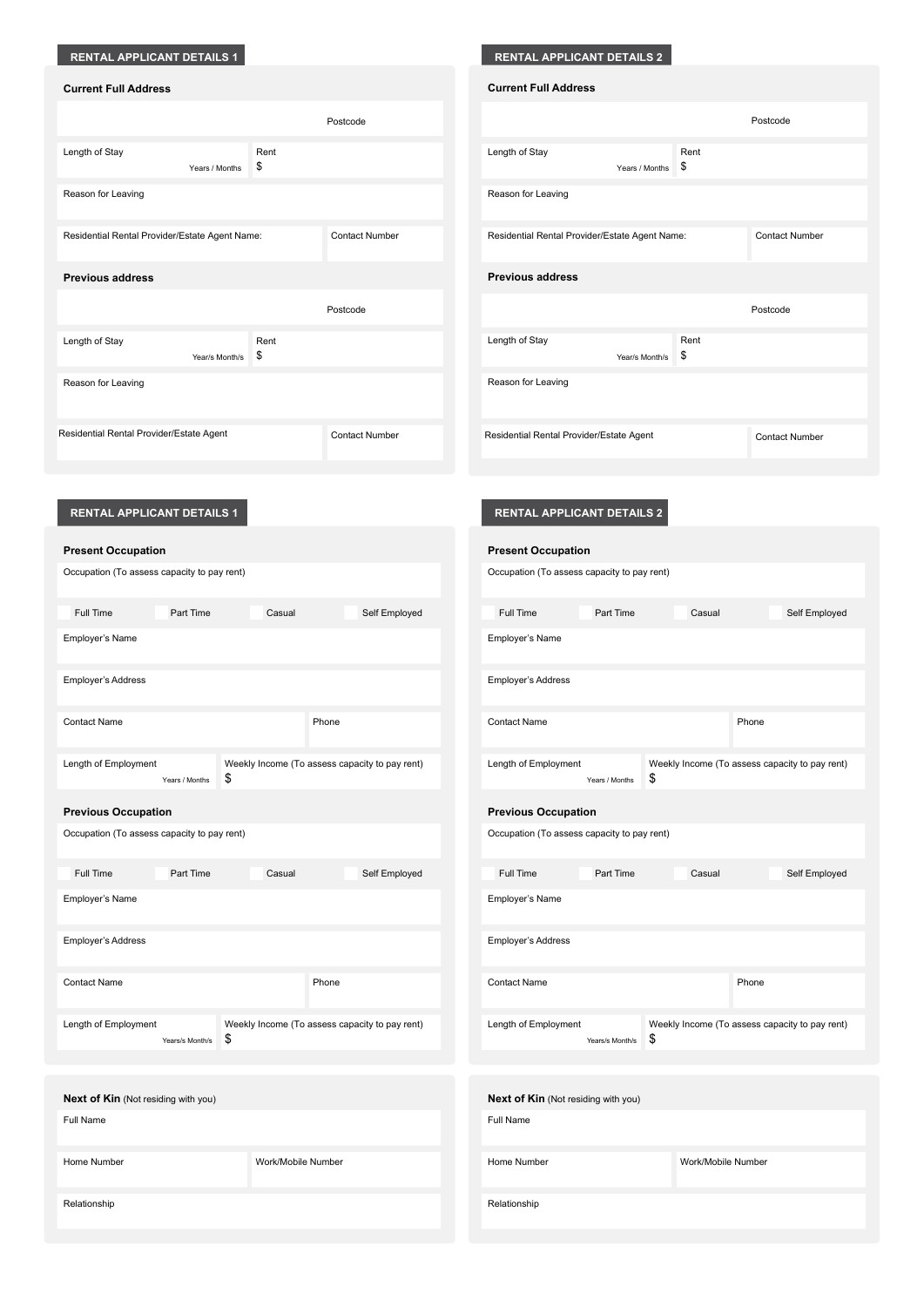## RENTAL APPLICANT DETAILS 1

**Current Full Address**

Postcode

| Length of Stay | Rent |
|---|---|
| Years / Months | $ |

Reason for Leaving

| Residential Rental Provider/Estate Agent Name: | Contact Number |
|---|---|
| | |

**Previous address**

Postcode

| Length of Stay | Rent |
|---|---|
| Year/s Month/s | $ |

Reason for Leaving

| Residential Rental Provider/Estate Agent | Contact Number |
|---|---|
| | |

## RENTAL APPLICANT DETAILS 2

**Current Full Address**

Postcode

| Length of Stay | Rent |
|---|---|
| Years / Months | $ |

Reason for Leaving

| Residential Rental Provider/Estate Agent Name: | Contact Number |
|---|---|
| | |

**Previous address**

Postcode

| Length of Stay | Rent |
|---|---|
| Year/s Month/s | $ |

Reason for Leaving

| Residential Rental Provider/Estate Agent | Contact Number |
|---|---|
| | |

## RENTAL APPLICANT DETAILS 1

**Present Occupation**

Occupation (To assess capacity to pay rent)

- [ ] Full Time
- [ ] Part Time
- [ ] Casual
- [ ] Self Employed

Employer's Name

Employer's Address

| Contact Name | Phone |
|---|---|
| | |

| Length of Employment | Weekly Income (To assess capacity to pay rent) |
|---|---|
| Years / Months | $ |

**Previous Occupation**

Occupation (To assess capacity to pay rent)

- [ ] Full Time
- [ ] Part Time
- [ ] Casual
- [ ] Self Employed

Employer's Name

Employer's Address

| Contact Name | Phone |
|---|---|
| | |

| Length of Employment | Weekly Income (To assess capacity to pay rent) |
|---|---|
| Years/s Month/s | $ |

## RENTAL APPLICANT DETAILS 2

**Present Occupation**

Occupation (To assess capacity to pay rent)

- [ ] Full Time
- [ ] Part Time
- [ ] Casual
- [ ] Self Employed

Employer's Name

Employer's Address

| Contact Name | Phone |
|---|---|
| | |

| Length of Employment | Weekly Income (To assess capacity to pay rent) |
|---|---|
| Years / Months | $ |

**Previous Occupation**

Occupation (To assess capacity to pay rent)

- [ ] Full Time
- [ ] Part Time
- [ ] Casual
- [ ] Self Employed

Employer's Name

Employer's Address

| Contact Name | Phone |
|---|---|
| | |

| Length of Employment | Weekly Income (To assess capacity to pay rent) |
|---|---|
| Years/s Month/s | $ |

**Next of Kin** (Not residing with you)

Full Name

| Home Number | Work/Mobile Number |
|---|---|
| | |

Relationship

**Next of Kin** (Not residing with you)

Full Name

| Home Number | Work/Mobile Number |
|---|---|
| | |

Relationship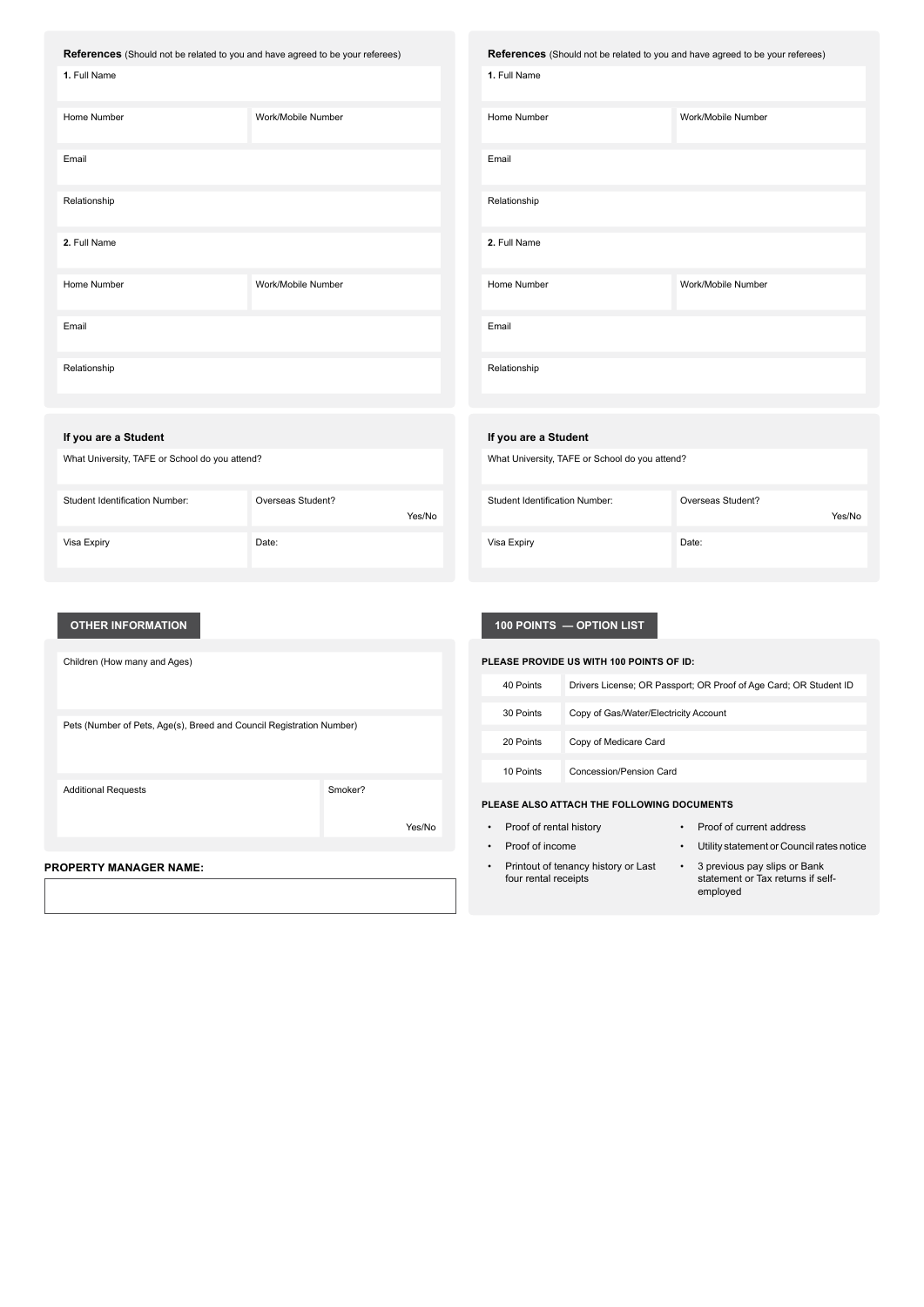## References (Should not be related to you and have agreed to be your referees)

| **1.** Full Name | |
|---|---|
| Home Number | Work/Mobile Number |
| Email | |
| Relationship | |
| **2.** Full Name | |
| Home Number | Work/Mobile Number |
| Email | |
| Relationship | |

### If you are a Student

| What University, TAFE or School do you attend? | |
|---|---|
| Student Identification Number: | Overseas Student? Yes/No |
| Visa Expiry | Date: |

## References (Should not be related to you and have agreed to be your referees)

| **1.** Full Name | |
|---|---|
| Home Number | Work/Mobile Number |
| Email | |
| Relationship | |
| **2.** Full Name | |
| Home Number | Work/Mobile Number |
| Email | |
| Relationship | |

### If you are a Student

| What University, TAFE or School do you attend? | |
|---|---|
| Student Identification Number: | Overseas Student? Yes/No |
| Visa Expiry | Date: |

## OTHER INFORMATION

| Children (How many and Ages) | |
|---|---|
| Pets (Number of Pets, Age(s), Breed and Council Registration Number) | |
| Additional Requests | Smoker? Yes/No |

**PROPERTY MANAGER NAME:**

## 100 POINTS — OPTION LIST

**PLEASE PROVIDE US WITH 100 POINTS OF ID:**

| Points | Document |
|---|---|
| 40 Points | Drivers License; OR Passport; OR Proof of Age Card; OR Student ID |
| 30 Points | Copy of Gas/Water/Electricity Account |
| 20 Points | Copy of Medicare Card |
| 10 Points | Concession/Pension Card |

**PLEASE ALSO ATTACH THE FOLLOWING DOCUMENTS**

- Proof of rental history
- Proof of income
- Printout of tenancy history or Last four rental receipts
- Proof of current address
- Utility statement or Council rates notice
- 3 previous pay slips or Bank statement or Tax returns if self-employed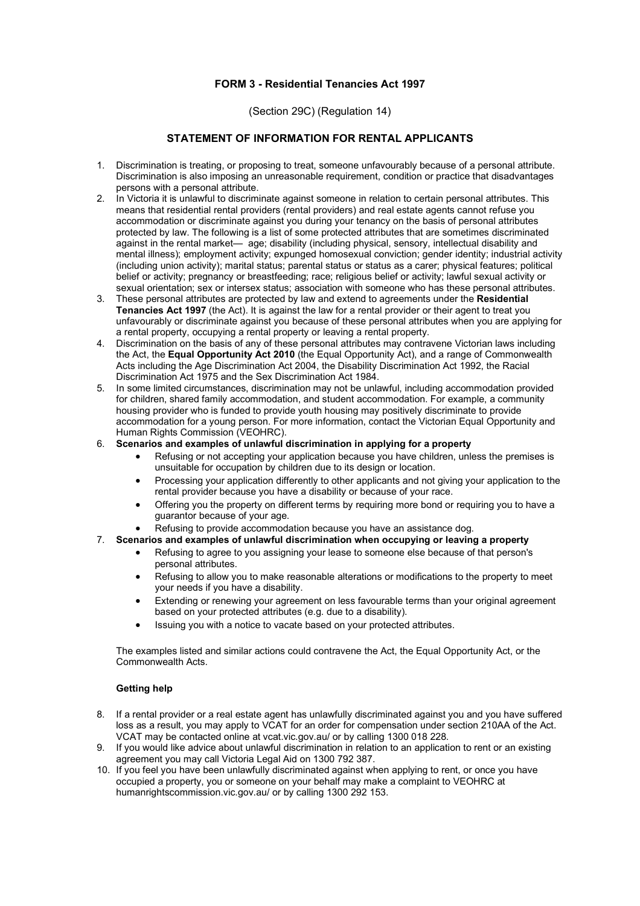**FORM 3 - Residential Tenancies Act 1997**

(Section 29C) (Regulation 14)

**STATEMENT OF INFORMATION FOR RENTAL APPLICANTS**

1. Discrimination is treating, or proposing to treat, someone unfavourably because of a personal attribute. Discrimination is also imposing an unreasonable requirement, condition or practice that disadvantages persons with a personal attribute.
2. In Victoria it is unlawful to discriminate against someone in relation to certain personal attributes. This means that residential rental providers (rental providers) and real estate agents cannot refuse you accommodation or discriminate against you during your tenancy on the basis of personal attributes protected by law. The following is a list of some protected attributes that are sometimes discriminated against in the rental market— age; disability (including physical, sensory, intellectual disability and mental illness); employment activity; expunged homosexual conviction; gender identity; industrial activity (including union activity); marital status; parental status or status as a carer; physical features; political belief or activity; pregnancy or breastfeeding; race; religious belief or activity; lawful sexual activity or sexual orientation; sex or intersex status; association with someone who has these personal attributes.
3. These personal attributes are protected by law and extend to agreements under the **Residential Tenancies Act 1997** (the Act). It is against the law for a rental provider or their agent to treat you unfavourably or discriminate against you because of these personal attributes when you are applying for a rental property, occupying a rental property or leaving a rental property.
4. Discrimination on the basis of any of these personal attributes may contravene Victorian laws including the Act, the **Equal Opportunity Act 2010** (the Equal Opportunity Act), and a range of Commonwealth Acts including the Age Discrimination Act 2004, the Disability Discrimination Act 1992, the Racial Discrimination Act 1975 and the Sex Discrimination Act 1984.
5. In some limited circumstances, discrimination may not be unlawful, including accommodation provided for children, shared family accommodation, and student accommodation. For example, a community housing provider who is funded to provide youth housing may positively discriminate to provide accommodation for a young person. For more information, contact the Victorian Equal Opportunity and Human Rights Commission (VEOHRC).
6. **Scenarios and examples of unlawful discrimination in applying for a property**
    - Refusing or not accepting your application because you have children, unless the premises is unsuitable for occupation by children due to its design or location.
    - Processing your application differently to other applicants and not giving your application to the rental provider because you have a disability or because of your race.
    - Offering you the property on different terms by requiring more bond or requiring you to have a guarantor because of your age.
    - Refusing to provide accommodation because you have an assistance dog.
7. **Scenarios and examples of unlawful discrimination when occupying or leaving a property**
    - Refusing to agree to you assigning your lease to someone else because of that person's personal attributes.
    - Refusing to allow you to make reasonable alterations or modifications to the property to meet your needs if you have a disability.
    - Extending or renewing your agreement on less favourable terms than your original agreement based on your protected attributes (e.g. due to a disability).
    - Issuing you with a notice to vacate based on your protected attributes.

    The examples listed and similar actions could contravene the Act, the Equal Opportunity Act, or the Commonwealth Acts.

**Getting help**

8. If a rental provider or a real estate agent has unlawfully discriminated against you and you have suffered loss as a result, you may apply to VCAT for an order for compensation under section 210AA of the Act. VCAT may be contacted online at vcat.vic.gov.au/ or by calling 1300 018 228.
9. If you would like advice about unlawful discrimination in relation to an application to rent or an existing agreement you may call Victoria Legal Aid on 1300 792 387.
10. If you feel you have been unlawfully discriminated against when applying to rent, or once you have occupied a property, you or someone on your behalf may make a complaint to VEOHRC at humanrightscommission.vic.gov.au/ or by calling 1300 292 153.